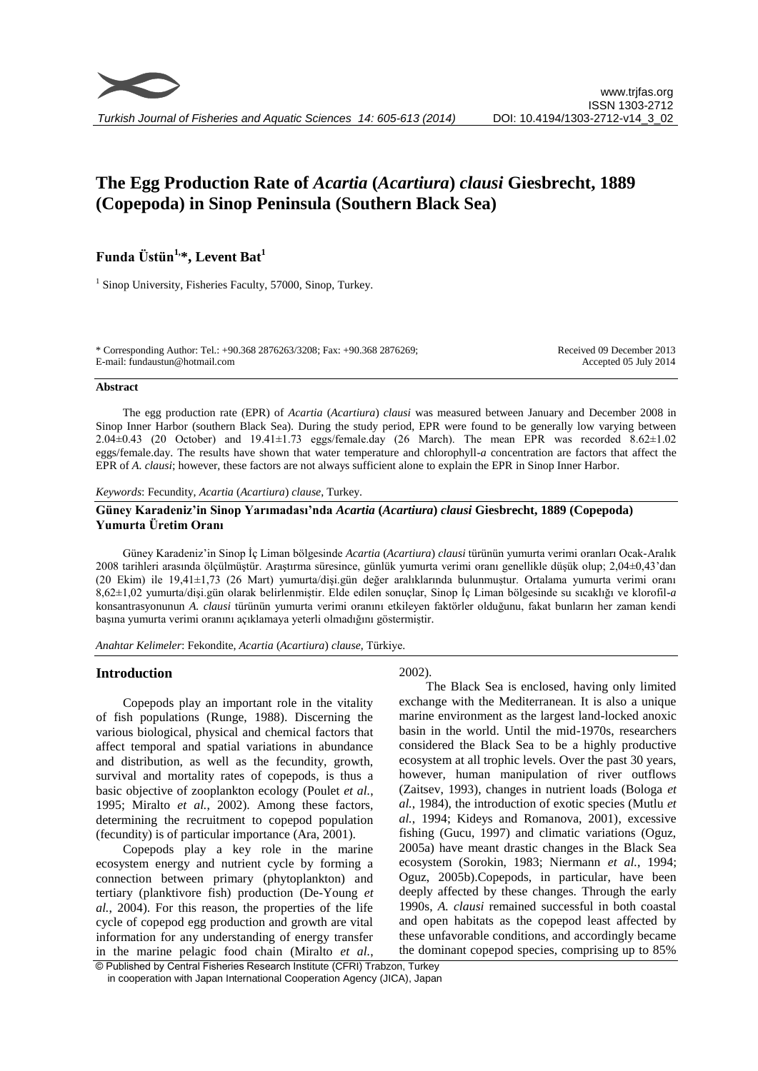# The Egg Production Rate of *Acartia* (*Acartiura*) *clausi* Giesbrecht, 1889 (Copepoda) in Sinop Peninsula (Southern Black Sea)

**Funda Üstün[1,*], Levent Bat[1]**

[1] Sinop University, Fisheries Faculty, 57000, Sinop, Turkey.

\* Corresponding Author: Tel.: +90.368 2876263/3208; Fax: +90.368 2876269;
E-mail: fundaustun@hotmail.com

Received 09 December 2013
Accepted 05 July 2014

## Abstract

The egg production rate (EPR) of *Acartia* (*Acartiura*) *clausi* was measured between January and December 2008 in Sinop Inner Harbor (southern Black Sea). During the study period, EPR were found to be generally low varying between 2.04±0.43 (20 October) and 19.41±1.73 eggs/female.day (26 March). The mean EPR was recorded 8.62±1.02 eggs/female.day. The results have shown that water temperature and chlorophyll-*a* concentration are factors that affect the EPR of *A. clausi*; however, these factors are not always sufficient alone to explain the EPR in Sinop Inner Harbor.

*Keywords*: Fecundity, *Acartia* (*Acartiura*) *clause*, Turkey.

## Güney Karadeniz'in Sinop Yarımadası'nda *Acartia* (*Acartiura*) *clausi* Giesbrecht, 1889 (Copepoda) Yumurta Üretim Oranı

Güney Karadeniz'in Sinop İç Liman bölgesinde *Acartia* (*Acartiura*) *clausi* türünün yumurta verimi oranları Ocak-Aralık 2008 tarihleri arasında ölçülmüştür. Araştırma süresince, günlük yumurta verimi oranı genellikle düşük olup; 2,04±0,43'dan (20 Ekim) ile 19,41±1,73 (26 Mart) yumurta/dişi.gün değer aralıklarında bulunmuştur. Ortalama yumurta verimi oranı 8,62±1,02 yumurta/dişi.gün olarak belirlenmiştir. Elde edilen sonuçlar, Sinop İç Liman bölgesinde su sıcaklığı ve klorofil-*a* konsantrasyonunun *A. clausi* türünün yumurta verimi oranını etkileyen faktörler olduğunu, fakat bunların her zaman kendi başına yumurta verimi oranını açıklamaya yeterli olmadığını göstermiştir.

*Anahtar Kelimeler*: Fekondite, *Acartia* (*Acartiura*) *clause*, Türkiye.

## Introduction

Copepods play an important role in the vitality of fish populations (Runge, 1988). Discerning the various biological, physical and chemical factors that affect temporal and spatial variations in abundance and distribution, as well as the fecundity, growth, survival and mortality rates of copepods, is thus a basic objective of zooplankton ecology (Poulet *et al.*, 1995; Miralto *et al.*, 2002). Among these factors, determining the recruitment to copepod population (fecundity) is of particular importance (Ara, 2001).

Copepods play a key role in the marine ecosystem energy and nutrient cycle by forming a connection between primary (phytoplankton) and tertiary (planktivore fish) production (De-Young *et al.*, 2004). For this reason, the properties of the life cycle of copepod egg production and growth are vital information for any understanding of energy transfer in the marine pelagic food chain (Miralto *et al.*, 2002).

The Black Sea is enclosed, having only limited exchange with the Mediterranean. It is also a unique marine environment as the largest land-locked anoxic basin in the world. Until the mid-1970s, researchers considered the Black Sea to be a highly productive ecosystem at all trophic levels. Over the past 30 years, however, human manipulation of river outflows (Zaitsev, 1993), changes in nutrient loads (Bologa *et al.*, 1984), the introduction of exotic species (Mutlu *et al.*, 1994; Kideys and Romanova, 2001), excessive fishing (Gucu, 1997) and climatic variations (Oguz, 2005a) have meant drastic changes in the Black Sea ecosystem (Sorokin, 1983; Niermann *et al.*, 1994; Oguz, 2005b).Copepods, in particular, have been deeply affected by these changes. Through the early 1990s, *A. clausi* remained successful in both coastal and open habitats as the copepod least affected by these unfavorable conditions, and accordingly became the dominant copepod species, comprising up to 85%

© Published by Central Fisheries Research Institute (CFRI) Trabzon, Turkey
in cooperation with Japan International Cooperation Agency (JICA), Japan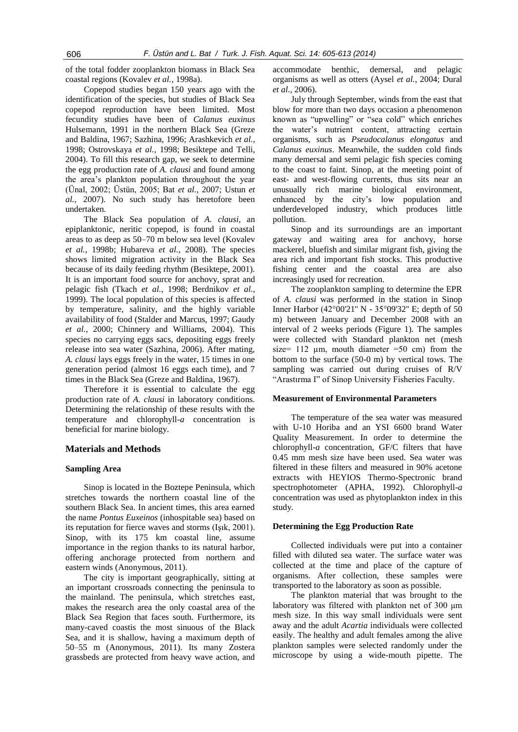of the total fodder zooplankton biomass in Black Sea coastal regions (Kovalev *et al.*, 1998a).

Copepod studies began 150 years ago with the identification of the species, but studies of Black Sea copepod reproduction have been limited. Most fecundity studies have been of *Calanus euxinus* Hulsemann, 1991 in the northern Black Sea (Greze and Baldina, 1967; Sazhina, 1996; Arashkevich *et al.*, 1998; Ostrovskaya *et al.*, 1998; Besiktepe and Telli, 2004). To fill this research gap, we seek to determine the egg production rate of *A. clausi* and found among the area's plankton population throughout the year (Ünal, 2002; Üstün, 2005; Bat *et al.*, 2007; Ustun *et al.*, 2007). No such study has heretofore been undertaken.

The Black Sea population of *A. clausi*, an epiplanktonic, neritic copepod, is found in coastal areas to as deep as 50–70 m below sea level (Kovalev *et al.*, 1998b; Hubareva *et al.*, 2008). The species shows limited migration activity in the Black Sea because of its daily feeding rhythm (Besiktepe, 2001). It is an important food source for anchovy, sprat and pelagic fish (Tkach *et al.*, 1998; Berdnikov *et al.*, 1999). The local population of this species is affected by temperature, salinity, and the highly variable availability of food (Stalder and Marcus, 1997; Gaudy *et al.*, 2000; Chinnery and Williams, 2004). This species no carrying eggs sacs, depositing eggs freely release into sea water (Sazhina, 2006). After mating, *A. clausi* lays eggs freely in the water, 15 times in one generation period (almost 16 eggs each time), and 7 times in the Black Sea (Greze and Baldina, 1967).

Therefore it is essential to calculate the egg production rate of *A. clausi* in laboratory conditions. Determining the relationship of these results with the temperature and chlorophyll-*a* concentration is beneficial for marine biology.

## Materials and Methods

### Sampling Area

Sinop is located in the Boztepe Peninsula, which stretches towards the northern coastal line of the southern Black Sea. In ancient times, this area earned the name *Pontus Euxeinos* (inhospitable sea) based on its reputation for fierce waves and storms (Işık, 2001). Sinop, with its 175 km coastal line, assume importance in the region thanks to its natural harbor, offering anchorage protected from northern and eastern winds (Anonymous, 2011).

The city is important geographically, sitting at an important crossroads connecting the peninsula to the mainland. The peninsula, which stretches east, makes the research area the only coastal area of the Black Sea Region that faces south. Furthermore, its many-caved coastis the most sinuous of the Black Sea, and it is shallow, having a maximum depth of 50–55 m (Anonymous, 2011). Its many Zostera grassbeds are protected from heavy wave action, and accommodate benthic, demersal, and pelagic organisms as well as otters (Aysel *et al.*, 2004; Dural *et al.*, 2006).

July through September, winds from the east that blow for more than two days occasion a phenomenon known as "upwelling" or "sea cold" which enriches the water's nutrient content, attracting certain organisms, such as *Pseudocalanus elongatus* and *Calanus euxinus*. Meanwhile, the sudden cold finds many demersal and semi pelagic fish species coming to the coast to faint. Sinop, at the meeting point of east- and west-flowing currents, thus sits near an unusually rich marine biological environment, enhanced by the city's low population and underdeveloped industry, which produces little pollution.

Sinop and its surroundings are an important gateway and waiting area for anchovy, horse mackerel, bluefish and similar migrant fish, giving the area rich and important fish stocks. This productive fishing center and the coastal area are also increasingly used for recreation.

The zooplankton sampling to determine the EPR of *A. clausi* was performed in the station in Sinop Inner Harbor (42°00'21" N - 35°09'32" E; depth of 50 m) between January and December 2008 with an interval of 2 weeks periods (Figure 1). The samples were collected with Standard plankton net (mesh size= 112 µm, mouth diameter =50 cm) from the bottom to the surface (50-0 m) by vertical tows. The sampling was carried out during cruises of R/V "Arastırma I" of Sinop University Fisheries Faculty.

### Measurement of Environmental Parameters

The temperature of the sea water was measured with U-10 Horiba and an YSI 6600 brand Water Quality Measurement. In order to determine the chlorophyll-*a* concentration, GF/C filters that have 0.45 mm mesh size have been used. Sea water was filtered in these filters and measured in 90% acetone extracts with HEYIOS Thermo-Spectronic brand spectrophotometer (APHA, 1992). Chlorophyll-*a* concentration was used as phytoplankton index in this study.

### Determining the Egg Production Rate

Collected individuals were put into a container filled with diluted sea water. The surface water was collected at the time and place of the capture of organisms. After collection, these samples were transported to the laboratory as soon as possible.

The plankton material that was brought to the laboratory was filtered with plankton net of 300 µm mesh size. In this way small individuals were sent away and the adult *Acartia* individuals were collected easily. The healthy and adult females among the alive plankton samples were selected randomly under the microscope by using a wide-mouth pipette. The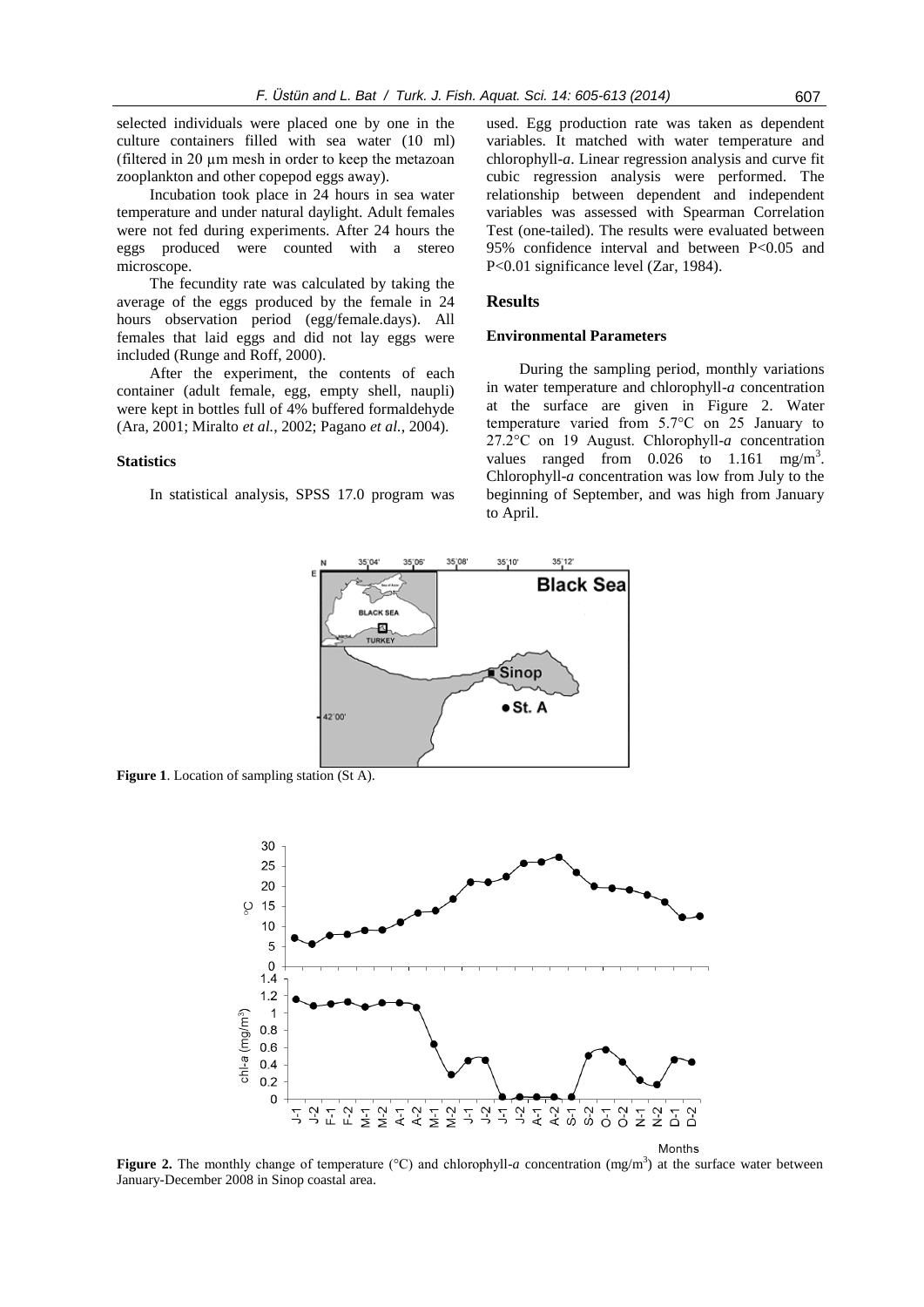selected individuals were placed one by one in the culture containers filled with sea water (10 ml) (filtered in 20 µm mesh in order to keep the metazoan zooplankton and other copepod eggs away).

Incubation took place in 24 hours in sea water temperature and under natural daylight. Adult females were not fed during experiments. After 24 hours the eggs produced were counted with a stereo microscope.

The fecundity rate was calculated by taking the average of the eggs produced by the female in 24 hours observation period (egg/female.days). All females that laid eggs and did not lay eggs were included (Runge and Roff, 2000).

After the experiment, the contents of each container (adult female, egg, empty shell, naupli) were kept in bottles full of 4% buffered formaldehyde (Ara, 2001; Miralto *et al.*, 2002; Pagano *et al.*, 2004).

### Statistics

In statistical analysis, SPSS 17.0 program was used. Egg production rate was taken as dependent variables. It matched with water temperature and chlorophyll-*a*. Linear regression analysis and curve fit cubic regression analysis were performed. The relationship between dependent and independent variables was assessed with Spearman Correlation Test (one-tailed). The results were evaluated between 95% confidence interval and between $P<0.05$ and $P<0.01$ significance level (Zar, 1984).

## Results

### Environmental Parameters

During the sampling period, monthly variations in water temperature and chlorophyll-*a* concentration at the surface are given in Figure 2. Water temperature varied from 5.7°C on 25 January to 27.2°C on 19 August. Chlorophyll-*a* concentration values ranged from 0.026 to 1.161 mg/m$^3$. Chlorophyll-*a* concentration was low from July to the beginning of September, and was high from January to April.

**Figure 1**. Location of sampling station (St A).

**Figure 2.** The monthly change of temperature (°C) and chlorophyll-*a* concentration (mg/m$^3$) at the surface water between January-December 2008 in Sinop coastal area.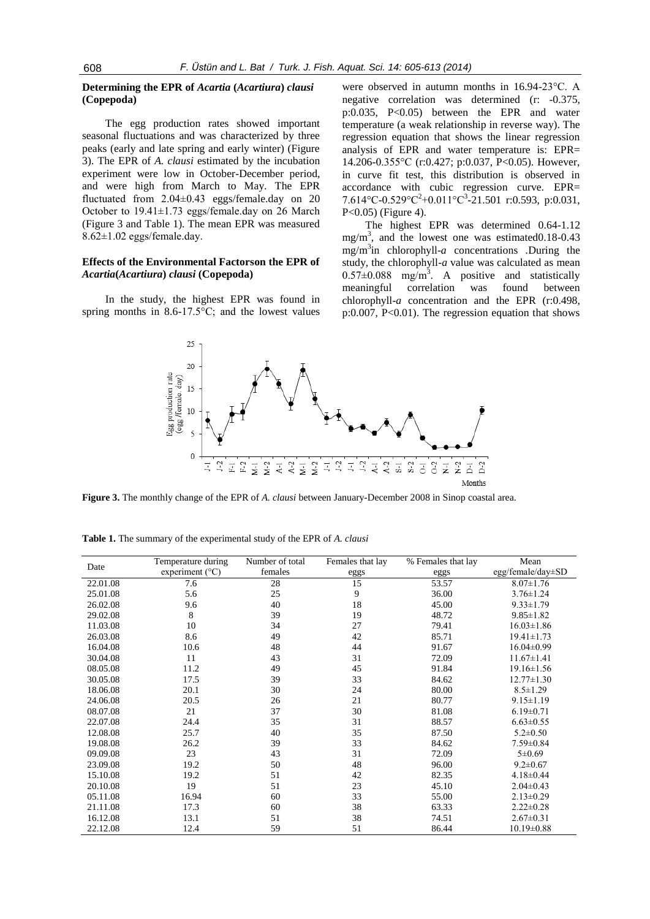### Determining the EPR of *Acartia* (*Acartiura*) *clausi* (Copepoda)

The egg production rates showed important seasonal fluctuations and was characterized by three peaks (early and late spring and early winter) (Figure 3). The EPR of *A. clausi* estimated by the incubation experiment were low in October-December period, and were high from March to May. The EPR fluctuated from 2.04±0.43 eggs/female.day on 20 October to 19.41±1.73 eggs/female.day on 26 March (Figure 3 and Table 1). The mean EPR was measured 8.62±1.02 eggs/female.day.

### Effects of the Environmental Factorson the EPR of *Acartia*(*Acartiura*) *clausi* (Copepoda)

In the study, the highest EPR was found in spring months in 8.6-17.5°C; and the lowest values were observed in autumn months in 16.94-23°C. A negative correlation was determined (r: -0.375, p:0.035, P<0.05) between the EPR and water temperature (a weak relationship in reverse way). The regression equation that shows the linear regression analysis of EPR and water temperature is: EPR= 14.206-0.355°C (r:0.427; p:0.037, P<0.05). However, in curve fit test, this distribution is observed in accordance with cubic regression curve. EPR= 7.614°C-0.529°C$^2$+0.011°C$^3$-21.501 r:0.593, p:0.031, P<0.05) (Figure 4).

The highest EPR was determined 0.64-1.12 mg/m$^3$, and the lowest one was estimated0.18-0.43 mg/m$^3$in chlorophyll-*a* concentrations .During the study, the chlorophyll-*a* value was calculated as mean 0.57±0.088 mg/m$^3$. A positive and statistically meaningful correlation was found between chlorophyll-*a* concentration and the EPR (r:0.498, p:0.007, P<0.01). The regression equation that shows

**Figure 3.** The monthly change of the EPR of *A. clausi* between January-December 2008 in Sinop coastal area.

**Table 1.** The summary of the experimental study of the EPR of *A. clausi*

| Date | Temperature during experiment (°C) | Number of total females | Females that lay eggs | % Females that lay eggs | Mean egg/female/day±SD |
|---|---|---|---|---|---|
| 22.01.08 | 7.6 | 28 | 15 | 53.57 | 8.07±1.76 |
| 25.01.08 | 5.6 | 25 | 9 | 36.00 | 3.76±1.24 |
| 26.02.08 | 9.6 | 40 | 18 | 45.00 | 9.33±1.79 |
| 29.02.08 | 8 | 39 | 19 | 48.72 | 9.85±1.82 |
| 11.03.08 | 10 | 34 | 27 | 79.41 | 16.03±1.86 |
| 26.03.08 | 8.6 | 49 | 42 | 85.71 | 19.41±1.73 |
| 16.04.08 | 10.6 | 48 | 44 | 91.67 | 16.04±0.99 |
| 30.04.08 | 11 | 43 | 31 | 72.09 | 11.67±1.41 |
| 08.05.08 | 11.2 | 49 | 45 | 91.84 | 19.16±1.56 |
| 30.05.08 | 17.5 | 39 | 33 | 84.62 | 12.77±1.30 |
| 18.06.08 | 20.1 | 30 | 24 | 80.00 | 8.5±1.29 |
| 24.06.08 | 20.5 | 26 | 21 | 80.77 | 9.15±1.19 |
| 08.07.08 | 21 | 37 | 30 | 81.08 | 6.19±0.71 |
| 22.07.08 | 24.4 | 35 | 31 | 88.57 | 6.63±0.55 |
| 12.08.08 | 25.7 | 40 | 35 | 87.50 | 5.2±0.50 |
| 19.08.08 | 26.2 | 39 | 33 | 84.62 | 7.59±0.84 |
| 09.09.08 | 23 | 43 | 31 | 72.09 | 5±0.69 |
| 23.09.08 | 19.2 | 50 | 48 | 96.00 | 9.2±0.67 |
| 15.10.08 | 19.2 | 51 | 42 | 82.35 | 4.18±0.44 |
| 20.10.08 | 19 | 51 | 23 | 45.10 | 2.04±0.43 |
| 05.11.08 | 16.94 | 60 | 33 | 55.00 | 2.13±0.29 |
| 21.11.08 | 17.3 | 60 | 38 | 63.33 | 2.22±0.28 |
| 16.12.08 | 13.1 | 51 | 38 | 74.51 | 2.67±0.31 |
| 22.12.08 | 12.4 | 59 | 51 | 86.44 | 10.19±0.88 |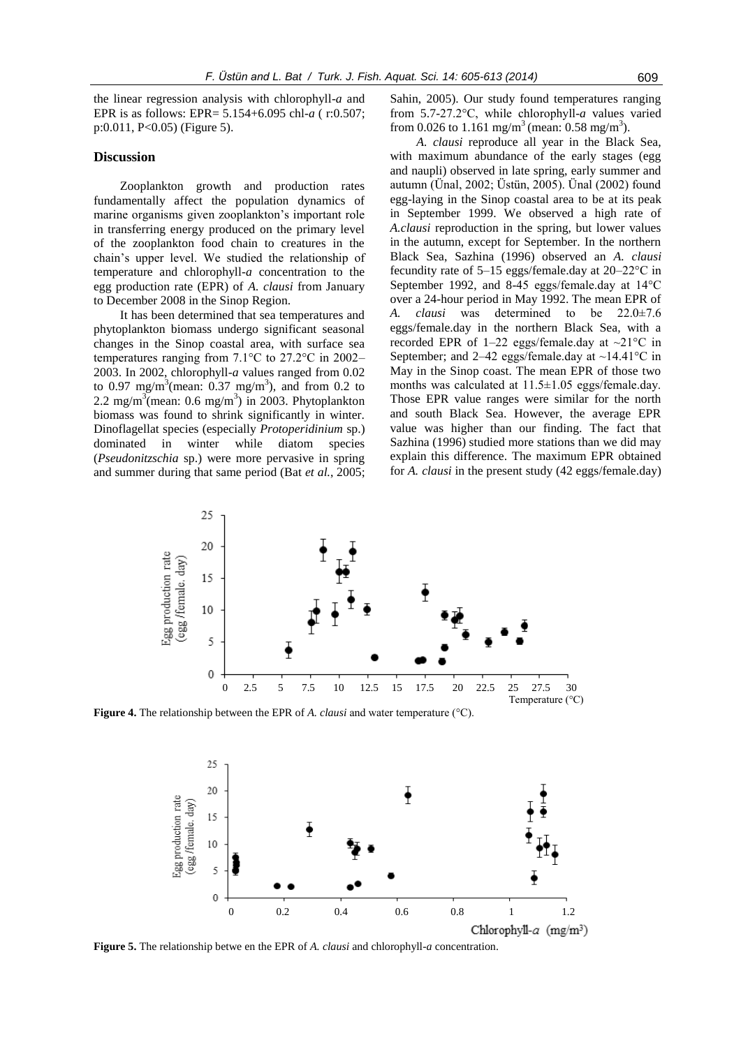the linear regression analysis with chlorophyll-*a* and EPR is as follows: EPR= 5.154+6.095 chl-*a* ( r:0.507; p:0.011, P<0.05) (Figure 5).

## Discussion

Zooplankton growth and production rates fundamentally affect the population dynamics of marine organisms given zooplankton's important role in transferring energy produced on the primary level of the zooplankton food chain to creatures in the chain's upper level. We studied the relationship of temperature and chlorophyll-*a* concentration to the egg production rate (EPR) of *A. clausi* from January to December 2008 in the Sinop Region.

It has been determined that sea temperatures and phytoplankton biomass undergo significant seasonal changes in the Sinop coastal area, with surface sea temperatures ranging from 7.1°C to 27.2°C in 2002–2003. In 2002, chlorophyll-*a* values ranged from 0.02 to 0.97 mg/m$^3$(mean: 0.37 mg/m$^3$), and from 0.2 to 2.2 mg/m$^3$(mean: 0.6 mg/m$^3$) in 2003. Phytoplankton biomass was found to shrink significantly in winter. Dinoflagellat species (especially *Protoperidinium* sp.) dominated in winter while diatom species (*Pseudonitzschia* sp.) were more pervasive in spring and summer during that same period (Bat *et al.*, 2005; Sahin, 2005). Our study found temperatures ranging from 5.7-27.2°C, while chlorophyll-*a* values varied from 0.026 to 1.161 mg/m$^3$ (mean: 0.58 mg/m$^3$).

*A. clausi* reproduce all year in the Black Sea, with maximum abundance of the early stages (egg and naupli) observed in late spring, early summer and autumn (Ünal, 2002; Üstün, 2005). Ünal (2002) found egg-laying in the Sinop coastal area to be at its peak in September 1999. We observed a high rate of *A.clausi* reproduction in the spring, but lower values in the autumn, except for September. In the northern Black Sea, Sazhina (1996) observed an *A. clausi* fecundity rate of 5–15 eggs/female.day at 20–22°C in September 1992, and 8-45 eggs/female.day at 14°C over a 24-hour period in May 1992. The mean EPR of *A. clausi* was determined to be 22.0±7.6 eggs/female.day in the northern Black Sea, with a recorded EPR of 1–22 eggs/female.day at ~21°C in September; and 2–42 eggs/female.day at ~14.41°C in May in the Sinop coast. The mean EPR of those two months was calculated at 11.5±1.05 eggs/female.day. Those EPR value ranges were similar for the north and south Black Sea. However, the average EPR value was higher than our finding. The fact that Sazhina (1996) studied more stations than we did may explain this difference. The maximum EPR obtained for *A. clausi* in the present study (42 eggs/female.day)

**Figure 4.** The relationship between the EPR of *A. clausi* and water temperature (°C).

**Figure 5.** The relationship betwe en the EPR of *A. clausi* and chlorophyll-*a* concentration.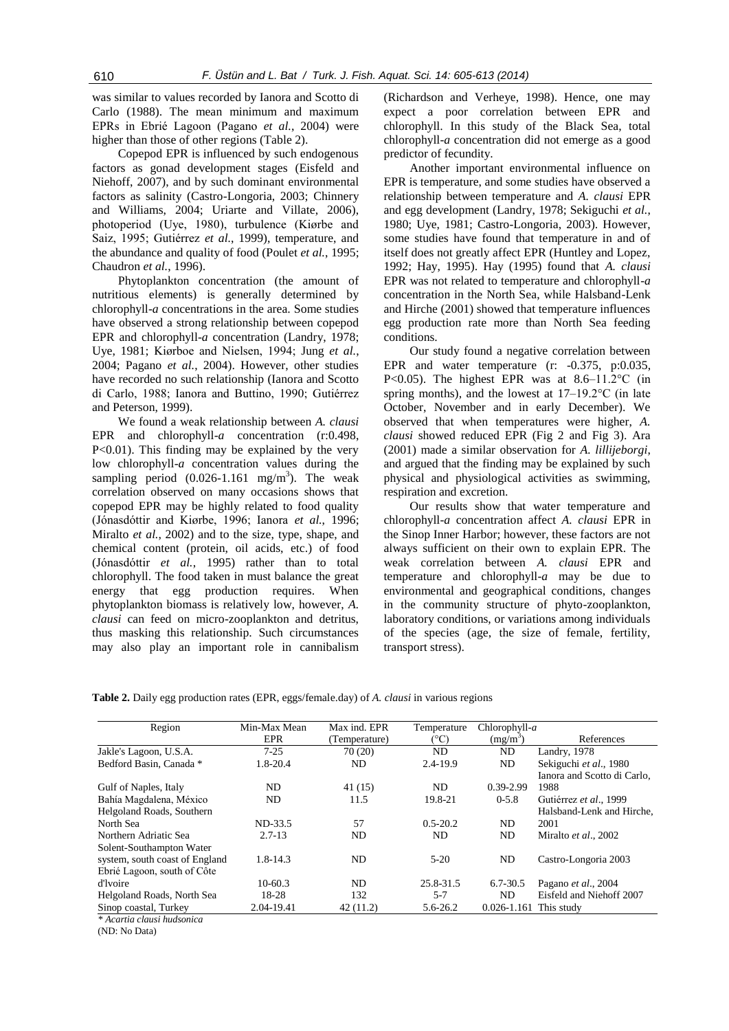was similar to values recorded by Ianora and Scotto di Carlo (1988). The mean minimum and maximum EPRs in Ebrié Lagoon (Pagano *et al.*, 2004) were higher than those of other regions (Table 2).

Copepod EPR is influenced by such endogenous factors as gonad development stages (Eisfeld and Niehoff, 2007), and by such dominant environmental factors as salinity (Castro-Longoria, 2003; Chinnery and Williams, 2004; Uriarte and Villate, 2006), photoperiod (Uye, 1980), turbulence (Kiørbe and Saiz, 1995; Gutiérrez *et al.*, 1999), temperature, and the abundance and quality of food (Poulet *et al.*, 1995; Chaudron *et al.*, 1996).

Phytoplankton concentration (the amount of nutritious elements) is generally determined by chlorophyll-*a* concentrations in the area. Some studies have observed a strong relationship between copepod EPR and chlorophyll-*a* concentration (Landry, 1978; Uye, 1981; Kiørboe and Nielsen, 1994; Jung *et al.*, 2004; Pagano *et al.*, 2004). However, other studies have recorded no such relationship (Ianora and Scotto di Carlo, 1988; Ianora and Buttino, 1990; Gutiérrez and Peterson, 1999).

We found a weak relationship between *A. clausi* EPR and chlorophyll-*a* concentration (r:0.498, $P<0.01$). This finding may be explained by the very low chlorophyll-*a* concentration values during the sampling period (0.026-1.161 mg/m$^3$). The weak correlation observed on many occasions shows that copepod EPR may be highly related to food quality (Jónasdóttir and Kiørbe, 1996; Ianora *et al.*, 1996; Miralto *et al.*, 2002) and to the size, type, shape, and chemical content (protein, oil acids, etc.) of food (Jónasdóttir *et al.*, 1995) rather than to total chlorophyll. The food taken in must balance the great energy that egg production requires. When phytoplankton biomass is relatively low, however, *A. clausi* can feed on micro-zooplankton and detritus, thus masking this relationship. Such circumstances may also play an important role in cannibalism (Richardson and Verheye, 1998). Hence, one may expect a poor correlation between EPR and chlorophyll. In this study of the Black Sea, total chlorophyll-*a* concentration did not emerge as a good predictor of fecundity.

Another important environmental influence on EPR is temperature, and some studies have observed a relationship between temperature and *A. clausi* EPR and egg development (Landry, 1978; Sekiguchi *et al.*, 1980; Uye, 1981; Castro-Longoria, 2003). However, some studies have found that temperature in and of itself does not greatly affect EPR (Huntley and Lopez, 1992; Hay, 1995). Hay (1995) found that *A. clausi* EPR was not related to temperature and chlorophyll-*a* concentration in the North Sea, while Halsband-Lenk and Hirche (2001) showed that temperature influences egg production rate more than North Sea feeding conditions.

Our study found a negative correlation between EPR and water temperature (r: -0.375, p:0.035, $P<0.05$). The highest EPR was at 8.6–11.2°C (in spring months), and the lowest at 17–19.2°C (in late October, November and in early December). We observed that when temperatures were higher, *A. clausi* showed reduced EPR (Fig 2 and Fig 3). Ara (2001) made a similar observation for *A. lillijeborgi*, and argued that the finding may be explained by such physical and physiological activities as swimming, respiration and excretion.

Our results show that water temperature and chlorophyll-*a* concentration affect *A. clausi* EPR in the Sinop Inner Harbor; however, these factors are not always sufficient on their own to explain EPR. The weak correlation between *A. clausi* EPR and temperature and chlorophyll-*a* may be due to environmental and geographical conditions, changes in the community structure of phyto-zooplankton, laboratory conditions, or variations among individuals of the species (age, the size of female, fertility, transport stress).

**Table 2.** Daily egg production rates (EPR, eggs/female.day) of *A. clausi* in various regions

| Region | Min-Max Mean EPR | Max ind. EPR (Temperature) | Temperature (°C) | Chlorophyll-*a* (mg/m$^3$) | References |
|---|---|---|---|---|---|
| Jakle's Lagoon, U.S.A. | 7-25 | 70 (20) | ND | ND | Landry, 1978 |
| Bedford Basin, Canada * | 1.8-20.4 | ND | 2.4-19.9 | ND | Sekiguchi *et al*., 1980 |
| Gulf of Naples, Italy | ND | 41 (15) | ND | 0.39-2.99 | Ianora and Scotto di Carlo, 1988 |
| Bahía Magdalena, México | ND | 11.5 | 19.8-21 | 0-5.8 | Gutiérrez *et al*., 1999 |
| Helgoland Roads, Southern North Sea | ND-33.5 | 57 | 0.5-20.2 | ND | Halsband-Lenk and Hirche, 2001 |
| Northern Adriatic Sea | 2.7-13 | ND | ND | ND | Miralto *et al*., 2002 |
| Solent-Southampton Water system, south coast of England | 1.8-14.3 | ND | 5-20 | ND | Castro-Longoria 2003 |
| Ebrié Lagoon, south of Côte d'Ivoire | 10-60.3 | ND | 25.8-31.5 | 6.7-30.5 | Pagano *et al*., 2004 |
| Helgoland Roads, North Sea | 18-28 | 132 | 5-7 | ND | Eisfeld and Niehoff 2007 |
| Sinop coastal, Turkey | 2.04-19.41 | 42 (11.2) | 5.6-26.2 | 0.026-1.161 | This study |

\* *Acartia clausi hudsonica*

(ND: No Data)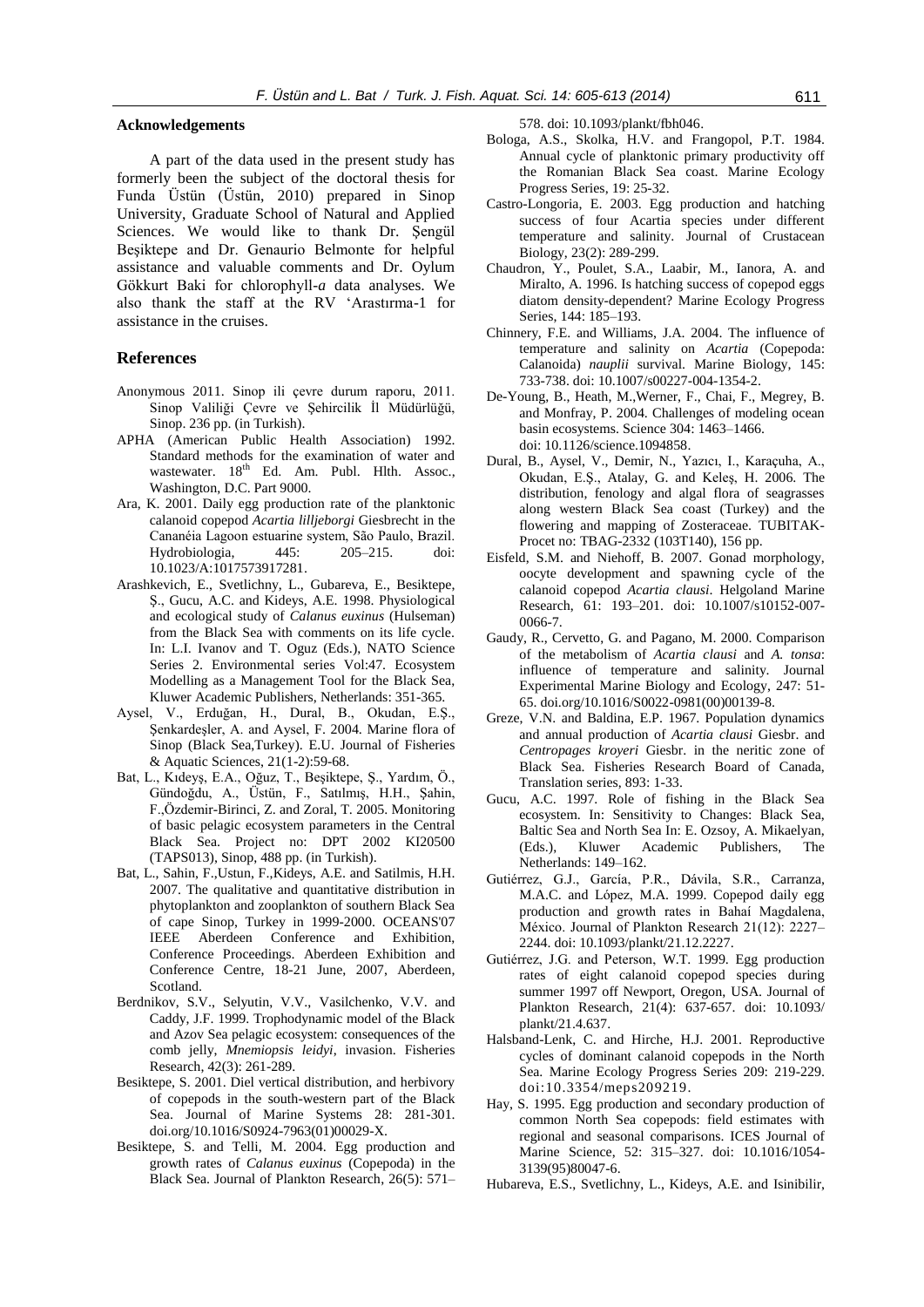## Acknowledgements

A part of the data used in the present study has formerly been the subject of the doctoral thesis for Funda Üstün (Üstün, 2010) prepared in Sinop University, Graduate School of Natural and Applied Sciences. We would like to thank Dr. Şengül Beşiktepe and Dr. Genaurio Belmonte for helpful assistance and valuable comments and Dr. Oylum Gökkurt Baki for chlorophyll-*a* data analyses. We also thank the staff at the RV 'Arastırma-1 for assistance in the cruises.

## References

Anonymous 2011. Sinop ili çevre durum raporu, 2011. Sinop Valiliği Çevre ve Şehircilik İl Müdürlüğü, Sinop. 236 pp. (in Turkish).

APHA (American Public Health Association) 1992. Standard methods for the examination of water and wastewater. 18th Ed. Am. Publ. Hlth. Assoc., Washington, D.C. Part 9000.

Ara, K. 2001. Daily egg production rate of the planktonic calanoid copepod *Acartia lilljeborgi* Giesbrecht in the Cananéia Lagoon estuarine system, São Paulo, Brazil. Hydrobiologia, 445: 205–215. doi: 10.1023/A:1017573917281.

Arashkevich, E., Svetlichny, L., Gubareva, E., Besiktepe, Ş., Gucu, A.C. and Kideys, A.E. 1998. Physiological and ecological study of *Calanus euxinus* (Hulseman) from the Black Sea with comments on its life cycle. In: L.I. Ivanov and T. Oguz (Eds.), NATO Science Series 2. Environmental series Vol:47. Ecosystem Modelling as a Management Tool for the Black Sea, Kluwer Academic Publishers, Netherlands: 351-365.

Aysel, V., Erduğan, H., Dural, B., Okudan, E.Ş., Şenkardeşler, A. and Aysel, F. 2004. Marine flora of Sinop (Black Sea,Turkey). E.U. Journal of Fisheries & Aquatic Sciences, 21(1-2):59-68.

Bat, L., Kıdeyş, E.A., Oğuz, T., Beşiktepe, Ş., Yardım, Ö., Gündoğdu, A., Üstün, F., Satılmış, H.H., Şahin, F.,Özdemir-Birinci, Z. and Zoral, T. 2005. Monitoring of basic pelagic ecosystem parameters in the Central Black Sea. Project no: DPT 2002 KI20500 (TAPS013), Sinop, 488 pp. (in Turkish).

Bat, L., Sahin, F.,Ustun, F.,Kideys, A.E. and Satilmis, H.H. 2007. The qualitative and quantitative distribution in phytoplankton and zooplankton of southern Black Sea of cape Sinop, Turkey in 1999-2000. OCEANS'07 IEEE Aberdeen Conference and Exhibition, Conference Proceedings. Aberdeen Exhibition and Conference Centre, 18-21 June, 2007, Aberdeen, Scotland.

Berdnikov, S.V., Selyutin, V.V., Vasilchenko, V.V. and Caddy, J.F. 1999. Trophodynamic model of the Black and Azov Sea pelagic ecosystem: consequences of the comb jelly, *Mnemiopsis leidyi*, invasion. Fisheries Research, 42(3): 261-289.

Besiktepe, S. 2001. Diel vertical distribution, and herbivory of copepods in the south-western part of the Black Sea. Journal of Marine Systems 28: 281-301. doi.org/10.1016/S0924-7963(01)00029-X.

Besiktepe, S. and Telli, M. 2004. Egg production and growth rates of *Calanus euxinus* (Copepoda) in the Black Sea. Journal of Plankton Research, 26(5): 571–578. doi: 10.1093/plankt/fbh046.

Bologa, A.S., Skolka, H.V. and Frangopol, P.T. 1984. Annual cycle of planktonic primary productivity off the Romanian Black Sea coast. Marine Ecology Progress Series, 19: 25-32.

Castro-Longoria, E. 2003. Egg production and hatching success of four Acartia species under different temperature and salinity. Journal of Crustacean Biology, 23(2): 289-299.

Chaudron, Y., Poulet, S.A., Laabir, M., Ianora, A. and Miralto, A. 1996. Is hatching success of copepod eggs diatom density-dependent? Marine Ecology Progress Series, 144: 185–193.

Chinnery, F.E. and Williams, J.A. 2004. The influence of temperature and salinity on *Acartia* (Copepoda: Calanoida) *nauplii* survival. Marine Biology, 145: 733-738. doi: 10.1007/s00227-004-1354-2.

De-Young, B., Heath, M.,Werner, F., Chai, F., Megrey, B. and Monfray, P. 2004. Challenges of modeling ocean basin ecosystems. Science 304: 1463–1466. doi: 10.1126/science.1094858.

Dural, B., Aysel, V., Demir, N., Yazıcı, I., Karaçuha, A., Okudan, E.Ş., Atalay, G. and Keleş, H. 2006. The distribution, fenology and algal flora of seagrasses along western Black Sea coast (Turkey) and the flowering and mapping of Zosteraceae. TUBITAK-Procet no: TBAG-2332 (103T140), 156 pp.

Eisfeld, S.M. and Niehoff, B. 2007. Gonad morphology, oocyte development and spawning cycle of the calanoid copepod *Acartia clausi*. Helgoland Marine Research, 61: 193–201. doi: 10.1007/s10152-007-0066-7.

Gaudy, R., Cervetto, G. and Pagano, M. 2000. Comparison of the metabolism of *Acartia clausi* and *A. tonsa*: influence of temperature and salinity. Journal Experimental Marine Biology and Ecology, 247: 51-65. doi.org/10.1016/S0022-0981(00)00139-8.

Greze, V.N. and Baldina, E.P. 1967. Population dynamics and annual production of *Acartia clausi* Giesbr. and *Centropages kroyeri* Giesbr. in the neritic zone of Black Sea. Fisheries Research Board of Canada, Translation series, 893: 1-33.

Gucu, A.C. 1997. Role of fishing in the Black Sea ecosystem. In: Sensitivity to Changes: Black Sea, Baltic Sea and North Sea In: E. Ozsoy, A. Mikaelyan, (Eds.), Kluwer Academic Publishers, The Netherlands: 149–162.

Gutiérrez, G.J., García, P.R., Dávila, S.R., Carranza, M.A.C. and López, M.A. 1999. Copepod daily egg production and growth rates in Bahaí Magdalena, México. Journal of Plankton Research 21(12): 2227–2244. doi: 10.1093/plankt/21.12.2227.

Gutiérrez, J.G. and Peterson, W.T. 1999. Egg production rates of eight calanoid copepod species during summer 1997 off Newport, Oregon, USA. Journal of Plankton Research, 21(4): 637-657. doi: 10.1093/plankt/21.4.637.

Halsband-Lenk, C. and Hirche, H.J. 2001. Reproductive cycles of dominant calanoid copepods in the North Sea. Marine Ecology Progress Series 209: 219-229. doi:10.3354/meps209219.

Hay, S. 1995. Egg production and secondary production of common North Sea copepods: field estimates with regional and seasonal comparisons. ICES Journal of Marine Science, 52: 315–327. doi: 10.1016/1054-3139(95)80047-6.

Hubareva, E.S., Svetlichny, L., Kideys, A.E. and Isinibilir,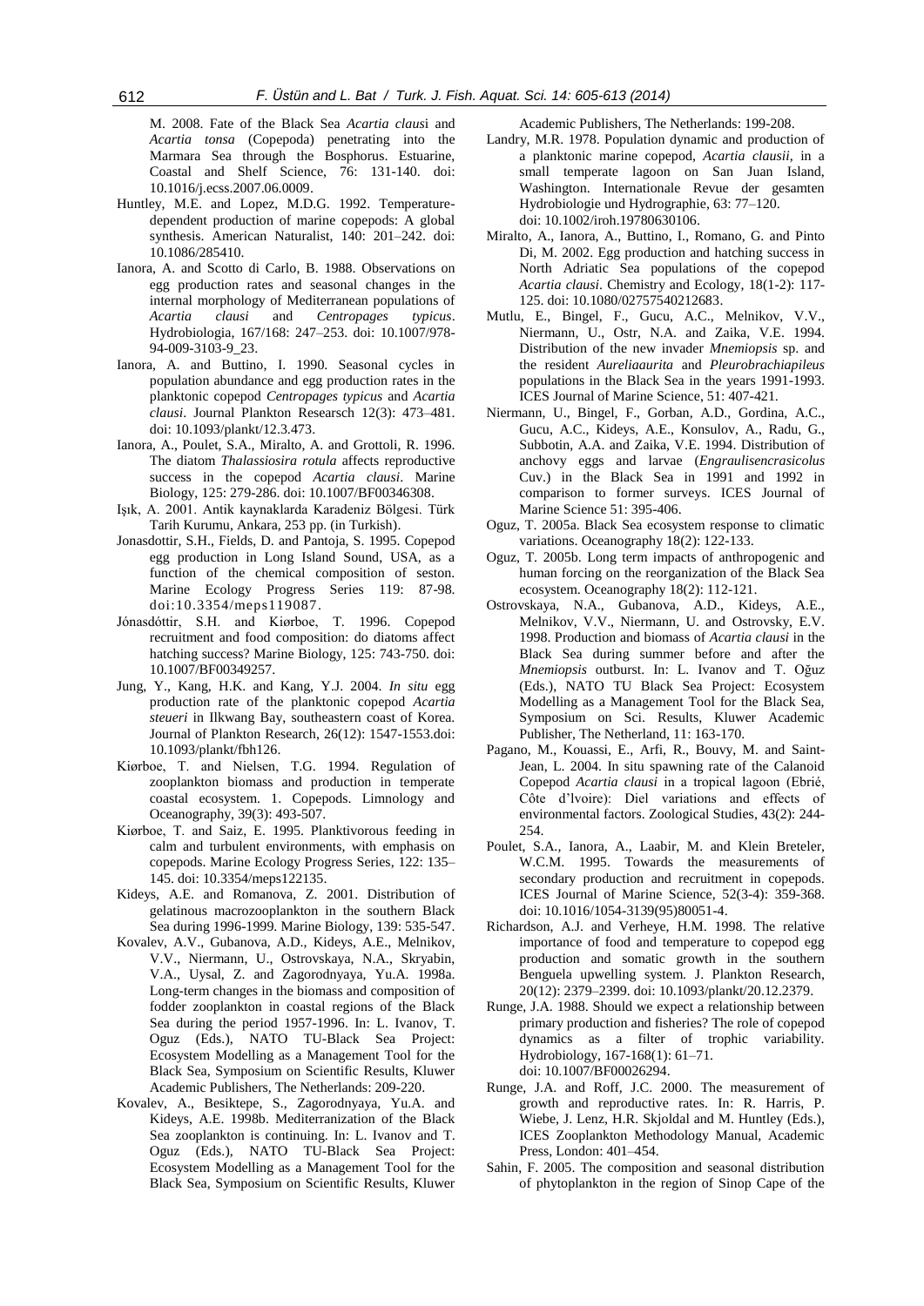M. 2008. Fate of the Black Sea *Acartia clausi* and *Acartia tonsa* (Copepoda) penetrating into the Marmara Sea through the Bosphorus. Estuarine, Coastal and Shelf Science, 76: 131-140. doi: 10.1016/j.ecss.2007.06.0009.

Huntley, M.E. and Lopez, M.D.G. 1992. Temperature-dependent production of marine copepods: A global synthesis. American Naturalist, 140: 201–242. doi: 10.1086/285410.

Ianora, A. and Scotto di Carlo, B. 1988. Observations on egg production rates and seasonal changes in the internal morphology of Mediterranean populations of *Acartia clausi* and *Centropages typicus*. Hydrobiologia, 167/168: 247–253. doi: 10.1007/978-94-009-3103-9_23.

Ianora, A. and Buttino, I. 1990. Seasonal cycles in population abundance and egg production rates in the planktonic copepod *Centropages typicus* and *Acartia clausi*. Journal Plankton Researsch 12(3): 473–481. doi: 10.1093/plankt/12.3.473.

Ianora, A., Poulet, S.A., Miralto, A. and Grottoli, R. 1996. The diatom *Thalassiosira rotula* affects reproductive success in the copepod *Acartia clausi*. Marine Biology, 125: 279-286. doi: 10.1007/BF00346308.

Işık, A. 2001. Antik kaynaklarda Karadeniz Bölgesi. Türk Tarih Kurumu, Ankara, 253 pp. (in Turkish).

Jonasdottir, S.H., Fields, D. and Pantoja, S. 1995. Copepod egg production in Long Island Sound, USA, as a function of the chemical composition of seston. Marine Ecology Progress Series 119: 87-98. doi:10.3354/meps119087.

Jónasdóttir, S.H. and Kiørboe, T. 1996. Copepod recruitment and food composition: do diatoms affect hatching success? Marine Biology, 125: 743-750. doi: 10.1007/BF00349257.

Jung, Y., Kang, H.K. and Kang, Y.J. 2004. *In situ* egg production rate of the planktonic copepod *Acartia steueri* in Ilkwang Bay, southeastern coast of Korea. Journal of Plankton Research, 26(12): 1547-1553.doi: 10.1093/plankt/fbh126.

Kiørboe, T. and Nielsen, T.G. 1994. Regulation of zooplankton biomass and production in temperate coastal ecosystem. 1. Copepods. Limnology and Oceanography, 39(3): 493-507.

Kiørboe, T. and Saiz, E. 1995. Planktivorous feeding in calm and turbulent environments, with emphasis on copepods. Marine Ecology Progress Series, 122: 135–145. doi: 10.3354/meps122135.

Kideys, A.E. and Romanova, Z. 2001. Distribution of gelatinous macrozooplankton in the southern Black Sea during 1996-1999. Marine Biology, 139: 535-547.

Kovalev, A.V., Gubanova, A.D., Kideys, A.E., Melnikov, V.V., Niermann, U., Ostrovskaya, N.A., Skryabin, V.A., Uysal, Z. and Zagorodnyaya, Yu.A. 1998a. Long-term changes in the biomass and composition of fodder zooplankton in coastal regions of the Black Sea during the period 1957-1996. In: L. Ivanov, T. Oguz (Eds.), NATO TU-Black Sea Project: Ecosystem Modelling as a Management Tool for the Black Sea, Symposium on Scientific Results, Kluwer Academic Publishers, The Netherlands: 209-220.

Kovalev, A., Besiktepe, S., Zagorodnyaya, Yu.A. and Kideys, A.E. 1998b. Mediterranization of the Black Sea zooplankton is continuing. In: L. Ivanov and T. Oguz (Eds.), NATO TU-Black Sea Project: Ecosystem Modelling as a Management Tool for the Black Sea, Symposium on Scientific Results, Kluwer Academic Publishers, The Netherlands: 199-208.

Landry, M.R. 1978. Population dynamic and production of a planktonic marine copepod, *Acartia clausii*, in a small temperate lagoon on San Juan Island, Washington. Internationale Revue der gesamten Hydrobiologie und Hydrographie, 63: 77–120. doi: 10.1002/iroh.19780630106.

Miralto, A., Ianora, A., Buttino, I., Romano, G. and Pinto Di, M. 2002. Egg production and hatching success in North Adriatic Sea populations of the copepod *Acartia clausi*. Chemistry and Ecology, 18(1-2): 117-125. doi: 10.1080/02757540212683.

Mutlu, E., Bingel, F., Gucu, A.C., Melnikov, V.V., Niermann, U., Ostr, N.A. and Zaika, V.E. 1994. Distribution of the new invader *Mnemiopsis* sp. and the resident *Aureliaaurita* and *Pleurobrachiapileus* populations in the Black Sea in the years 1991-1993. ICES Journal of Marine Science, 51: 407-421.

Niermann, U., Bingel, F., Gorban, A.D., Gordina, A.C., Gucu, A.C., Kideys, A.E., Konsulov, A., Radu, G., Subbotin, A.A. and Zaika, V.E. 1994. Distribution of anchovy eggs and larvae (*Engraulisencrasicolus* Cuv.) in the Black Sea in 1991 and 1992 in comparison to former surveys. ICES Journal of Marine Science 51: 395-406.

Oguz, T. 2005a. Black Sea ecosystem response to climatic variations. Oceanography 18(2): 122-133.

Oguz, T. 2005b. Long term impacts of anthropogenic and human forcing on the reorganization of the Black Sea ecosystem. Oceanography 18(2): 112-121.

Ostrovskaya, N.A., Gubanova, A.D., Kideys, A.E., Melnikov, V.V., Niermann, U. and Ostrovsky, E.V. 1998. Production and biomass of *Acartia clausi* in the Black Sea during summer before and after the *Mnemiopsis* outburst. In: L. Ivanov and T. Oğuz (Eds.), NATO TU Black Sea Project: Ecosystem Modelling as a Management Tool for the Black Sea, Symposium on Sci. Results, Kluwer Academic Publisher, The Netherland, 11: 163-170.

Pagano, M., Kouassi, E., Arfi, R., Bouvy, M. and Saint-Jean, L. 2004. In situ spawning rate of the Calanoid Copepod *Acartia clausi* in a tropical lagoon (Ebrié, Côte d'lvoire): Diel variations and effects of environmental factors. Zoological Studies, 43(2): 244-254.

Poulet, S.A., Ianora, A., Laabir, M. and Klein Breteler, W.C.M. 1995. Towards the measurements of secondary production and recruitment in copepods. ICES Journal of Marine Science, 52(3-4): 359-368. doi: 10.1016/1054-3139(95)80051-4.

Richardson, A.J. and Verheye, H.M. 1998. The relative importance of food and temperature to copepod egg production and somatic growth in the southern Benguela upwelling system. J. Plankton Research, 20(12): 2379–2399. doi: 10.1093/plankt/20.12.2379.

Runge, J.A. 1988. Should we expect a relationship between primary production and fisheries? The role of copepod dynamics as a filter of trophic variability. Hydrobiology, 167-168(1): 61–71. doi: 10.1007/BF00026294.

Runge, J.A. and Roff, J.C. 2000. The measurement of growth and reproductive rates. In: R. Harris, P. Wiebe, J. Lenz, H.R. Skjoldal and M. Huntley (Eds.), ICES Zooplankton Methodology Manual, Academic Press, London: 401–454.

Sahin, F. 2005. The composition and seasonal distribution of phytoplankton in the region of Sinop Cape of the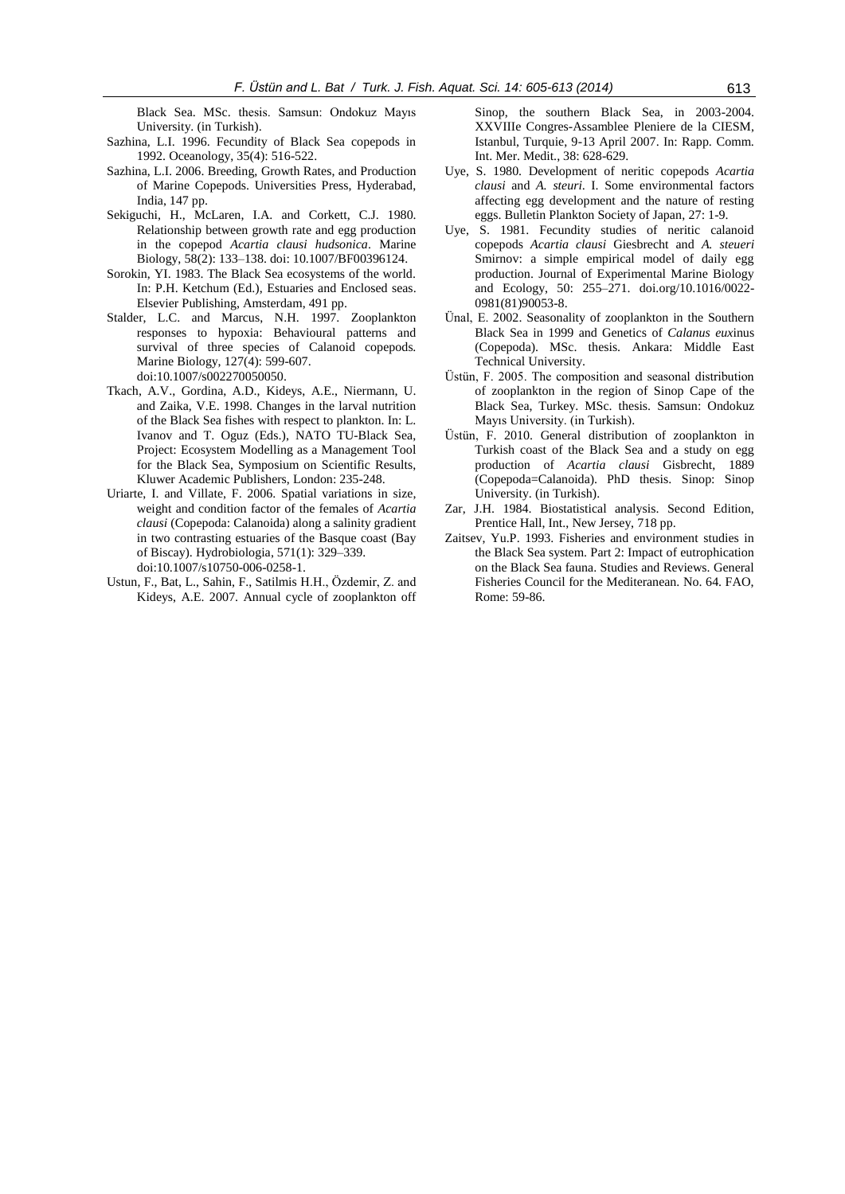Black Sea. MSc. thesis. Samsun: Ondokuz Mayıs University. (in Turkish).

Sazhina, L.I. 1996. Fecundity of Black Sea copepods in 1992. Oceanology, 35(4): 516-522.

Sazhina, L.I. 2006. Breeding, Growth Rates, and Production of Marine Copepods. Universities Press, Hyderabad, India, 147 pp.

Sekiguchi, H., McLaren, I.A. and Corkett, C.J. 1980. Relationship between growth rate and egg production in the copepod *Acartia clausi hudsonica*. Marine Biology, 58(2): 133–138. doi: 10.1007/BF00396124.

Sorokin, YI. 1983. The Black Sea ecosystems of the world. In: P.H. Ketchum (Ed.), Estuaries and Enclosed seas. Elsevier Publishing, Amsterdam, 491 pp.

Stalder, L.C. and Marcus, N.H. 1997. Zooplankton responses to hypoxia: Behavioural patterns and survival of three species of Calanoid copepods. Marine Biology, 127(4): 599-607. doi:10.1007/s002270050050.

Tkach, A.V., Gordina, A.D., Kideys, A.E., Niermann, U. and Zaika, V.E. 1998. Changes in the larval nutrition of the Black Sea fishes with respect to plankton. In: L. Ivanov and T. Oguz (Eds.), NATO TU-Black Sea, Project: Ecosystem Modelling as a Management Tool for the Black Sea, Symposium on Scientific Results, Kluwer Academic Publishers, London: 235-248.

Uriarte, I. and Villate, F. 2006. Spatial variations in size, weight and condition factor of the females of *Acartia clausi* (Copepoda: Calanoida) along a salinity gradient in two contrasting estuaries of the Basque coast (Bay of Biscay). Hydrobiologia, 571(1): 329–339. doi:10.1007/s10750-006-0258-1.

Ustun, F., Bat, L., Sahin, F., Satilmis H.H., Özdemir, Z. and Kideys, A.E. 2007. Annual cycle of zooplankton off Sinop, the southern Black Sea, in 2003-2004. XXVIIIe Congres-Assamblee Pleniere de la CIESM, Istanbul, Turquie, 9-13 April 2007. In: Rapp. Comm. Int. Mer. Medit., 38: 628-629.

Uye, S. 1980. Development of neritic copepods *Acartia clausi* and *A. steuri*. I. Some environmental factors affecting egg development and the nature of resting eggs. Bulletin Plankton Society of Japan, 27: 1-9.

Uye, S. 1981. Fecundity studies of neritic calanoid copepods *Acartia clausi* Giesbrecht and *A. steueri* Smirnov: a simple empirical model of daily egg production. Journal of Experimental Marine Biology and Ecology, 50: 255–271. doi.org/10.1016/0022-0981(81)90053-8.

Ünal, E. 2002. Seasonality of zooplankton in the Southern Black Sea in 1999 and Genetics of *Calanus eux*inus (Copepoda). MSc. thesis. Ankara: Middle East Technical University.

Üstün, F. 2005. The composition and seasonal distribution of zooplankton in the region of Sinop Cape of the Black Sea, Turkey. MSc. thesis. Samsun: Ondokuz Mayıs University. (in Turkish).

Üstün, F. 2010. General distribution of zooplankton in Turkish coast of the Black Sea and a study on egg production of *Acartia clausi* Gisbrecht, 1889 (Copepoda=Calanoida). PhD thesis. Sinop: Sinop University. (in Turkish).

Zar, J.H. 1984. Biostatistical analysis. Second Edition, Prentice Hall, Int., New Jersey, 718 pp.

Zaitsev, Yu.P. 1993. Fisheries and environment studies in the Black Sea system. Part 2: Impact of eutrophication on the Black Sea fauna. Studies and Reviews. General Fisheries Council for the Mediteranean. No. 64. FAO, Rome: 59-86.